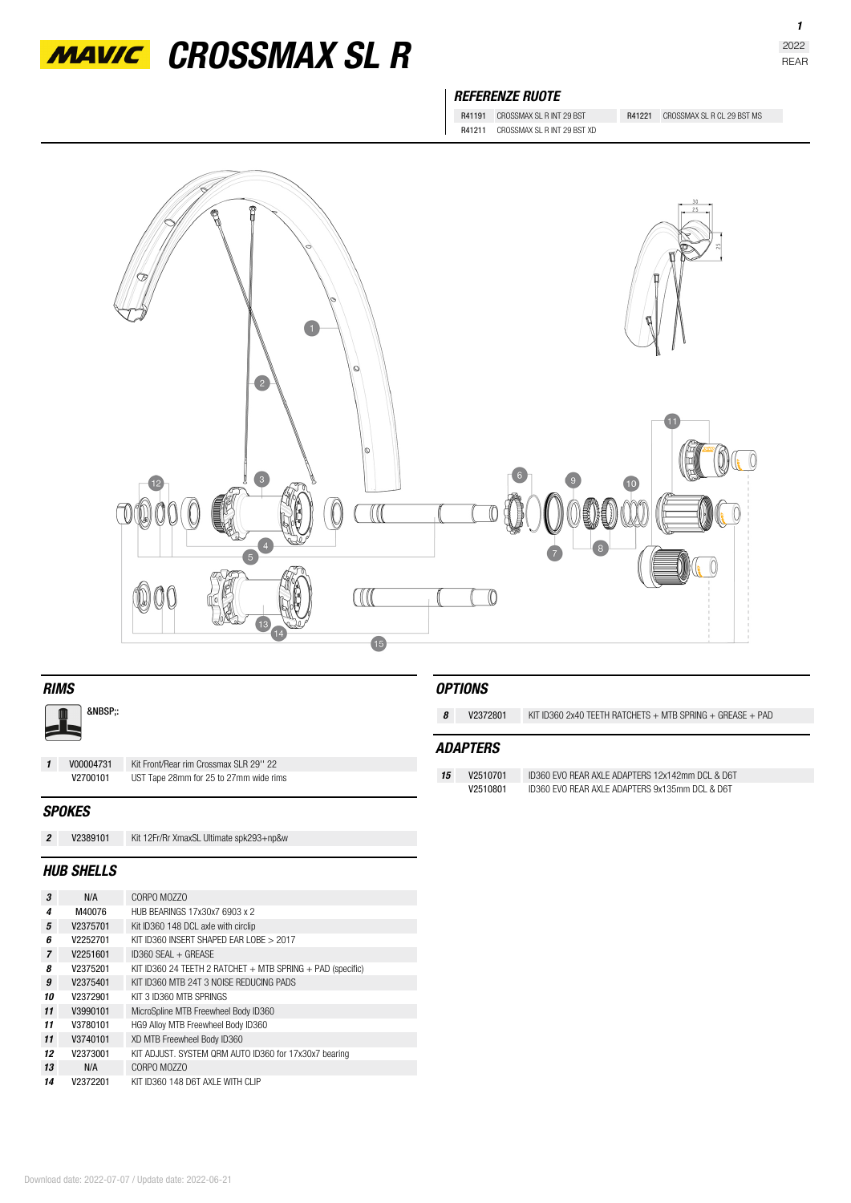# MAVIC CROSSMAX SL R

2022
REAR

## REFERENZE RUOTE

| | | | |
|---|---|---|---|
| R41191 | CROSSMAX SL R INT 29 BST | R41221 | CROSSMAX SL R CL 29 BST MS |
| R41211 | CROSSMAX SL R INT 29 BST XD | | |

## RIMS

&NBSP;:

| | | |
|---|---|---|
| **1** | V00004731 | Kit Front/Rear rim Crossmax SLR 29'' 22 |
| | V2700101 | UST Tape 28mm for 25 to 27mm wide rims |

## SPOKES

| | | |
|---|---|---|
| **2** | V2389101 | Kit 12Fr/Rr XmaxSL Ultimate spk293+np&w |

## HUB SHELLS

| | | |
|---|---|---|
| **3** | N/A | CORPO MOZZO |
| **4** | M40076 | HUB BEARINGS 17x30x7 6903 x 2 |
| **5** | V2375701 | Kit ID360 148 DCL axle with circlip |
| **6** | V2252701 | KIT ID360 INSERT SHAPED EAR LOBE > 2017 |
| **7** | V2251601 | ID360 SEAL + GREASE |
| **8** | V2375201 | KIT ID360 24 TEETH 2 RATCHET + MTB SPRING + PAD (specific) |
| **9** | V2375401 | KIT ID360 MTB 24T 3 NOISE REDUCING PADS |
| **10** | V2372901 | KIT 3 ID360 MTB SPRINGS |
| **11** | V3990101 | MicroSpline MTB Freewheel Body ID360 |
| **11** | V3780101 | HG9 Alloy MTB Freewheel Body ID360 |
| **11** | V3740101 | XD MTB Freewheel Body ID360 |
| **12** | V2373001 | KIT ADJUST. SYSTEM QRM AUTO ID360 for 17x30x7 bearing |
| **13** | N/A | CORPO MOZZO |
| **14** | V2372201 | KIT ID360 148 D6T AXLE WITH CLIP |

## OPTIONS

| | | |
|---|---|---|
| **8** | V2372801 | KIT ID360 2x40 TEETH RATCHETS + MTB SPRING + GREASE + PAD |

## ADAPTERS

| | | |
|---|---|---|
| **15** | V2510701 | ID360 EVO REAR AXLE ADAPTERS 12x142mm DCL & D6T |
| | V2510801 | ID360 EVO REAR AXLE ADAPTERS 9x135mm DCL & D6T |

Download date: 2022-07-07 / Update date: 2022-06-21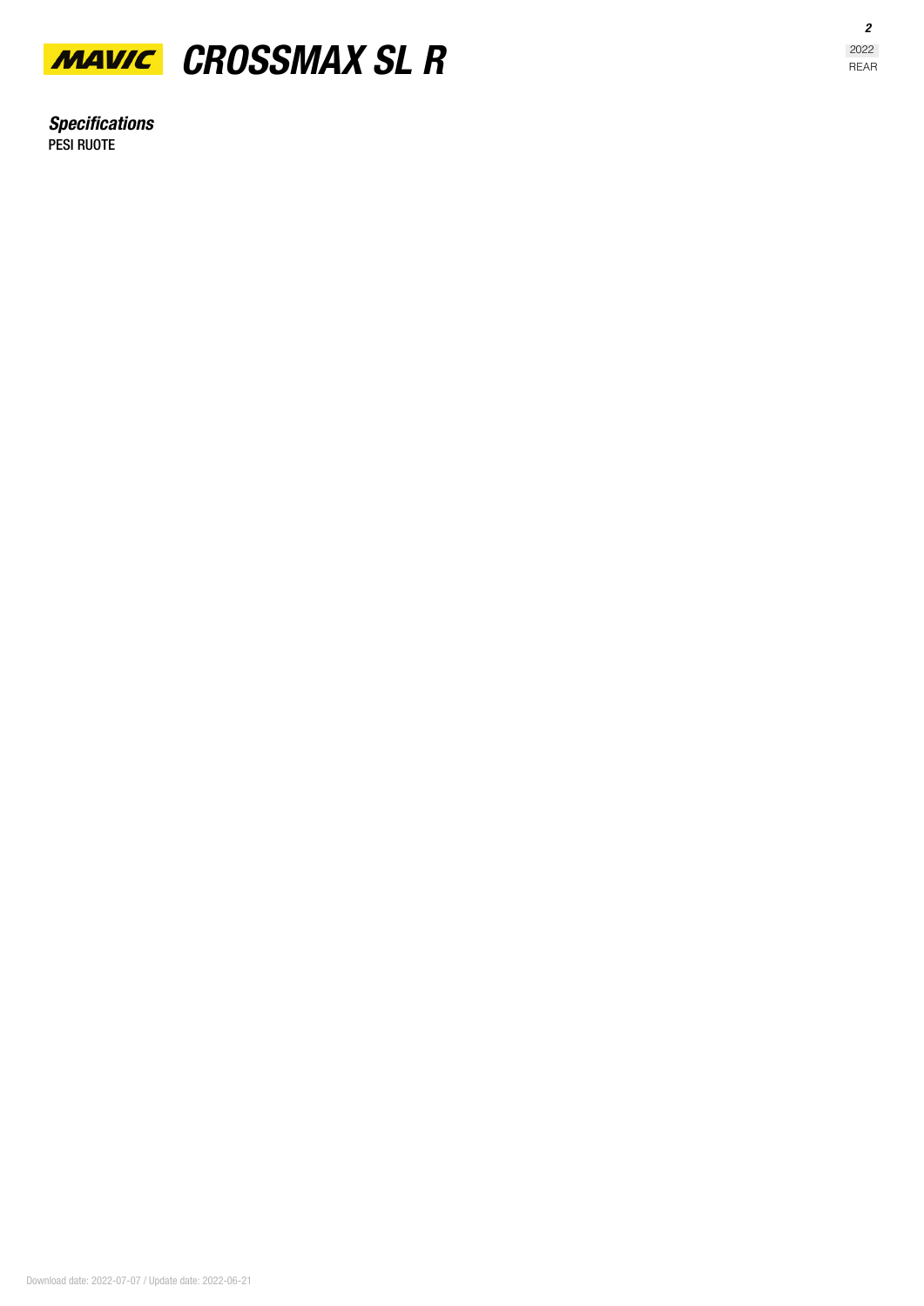# MAVIC CROSSMAX SL R

2022

REAR

## *Specifications*

PESI RUOTE